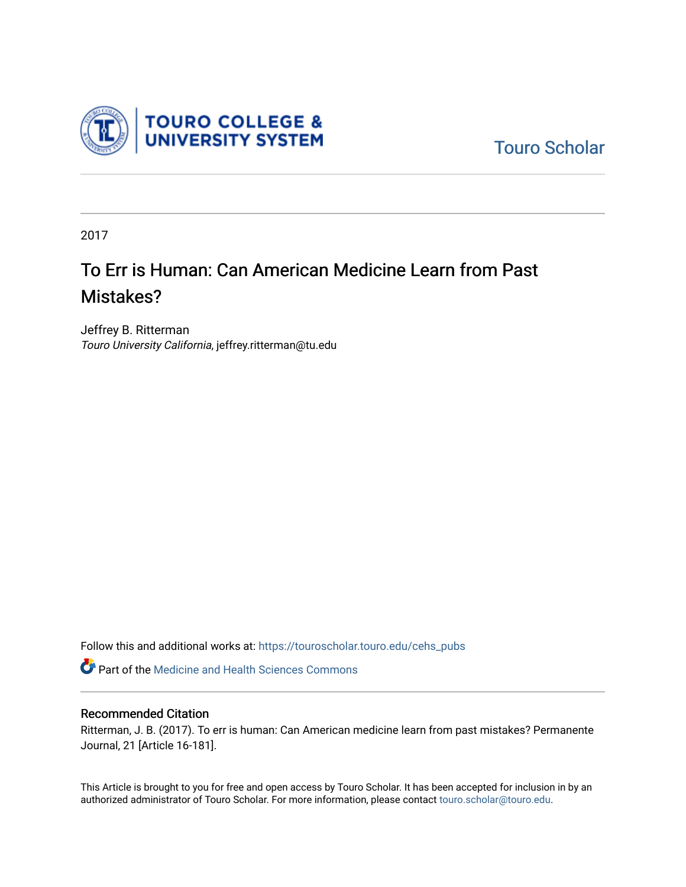Touro Scholar

2017

# To Err is Human: Can American Medicine Learn from Past Mistakes?

Jeffrey B. Ritterman
*Touro University California*, jeffrey.ritterman@tu.edu

Follow this and additional works at: https://touroscholar.touro.edu/cehs_pubs

Part of the Medicine and Health Sciences Commons

## Recommended Citation

Ritterman, J. B. (2017). To err is human: Can American medicine learn from past mistakes? Permanente Journal, 21 [Article 16-181].

This Article is brought to you for free and open access by Touro Scholar. It has been accepted for inclusion in by an authorized administrator of Touro Scholar. For more information, please contact touro.scholar@touro.edu.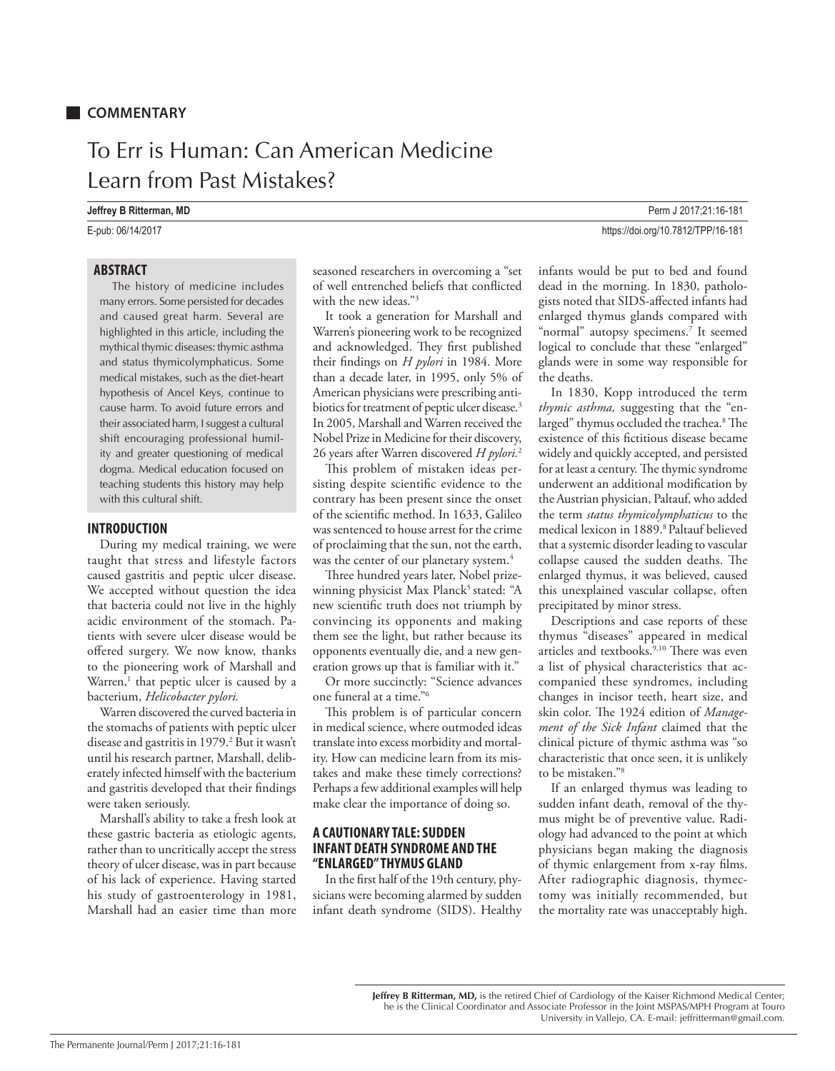## COMMENTARY

# To Err is Human: Can American Medicine Learn from Past Mistakes?

**Jeffrey B Ritterman, MD**

E-pub: 06/14/2017

https://doi.org/10.7812/TPP/16-181

### ABSTRACT

The history of medicine includes many errors. Some persisted for decades and caused great harm. Several are highlighted in this article, including the mythical thymic diseases: thymic asthma and status thymicolymphaticus. Some medical mistakes, such as the diet-heart hypothesis of Ancel Keys, continue to cause harm. To avoid future errors and their associated harm, I suggest a cultural shift encouraging professional humility and greater questioning of medical dogma. Medical education focused on teaching students this history may help with this cultural shift.

## INTRODUCTION

During my medical training, we were taught that stress and lifestyle factors caused gastritis and peptic ulcer disease. We accepted without question the idea that bacteria could not live in the highly acidic environment of the stomach. Patients with severe ulcer disease would be offered surgery. We now know, thanks to the pioneering work of Marshall and Warren,[1] that peptic ulcer is caused by a bacterium, *Helicobacter pylori.*

Warren discovered the curved bacteria in the stomachs of patients with peptic ulcer disease and gastritis in 1979.[2] But it wasn't until his research partner, Marshall, deliberately infected himself with the bacterium and gastritis developed that their findings were taken seriously.

Marshall's ability to take a fresh look at these gastric bacteria as etiologic agents, rather than to uncritically accept the stress theory of ulcer disease, was in part because of his lack of experience. Having started his study of gastroenterology in 1981, Marshall had an easier time than more seasoned researchers in overcoming a "set of well entrenched beliefs that conflicted with the new ideas."[3]

It took a generation for Marshall and Warren's pioneering work to be recognized and acknowledged. They first published their findings on *H pylori* in 1984. More than a decade later, in 1995, only 5% of American physicians were prescribing antibiotics for treatment of peptic ulcer disease.[3] In 2005, Marshall and Warren received the Nobel Prize in Medicine for their discovery, 26 years after Warren discovered *H pylori.*[2]

This problem of mistaken ideas persisting despite scientific evidence to the contrary has been present since the onset of the scientific method. In 1633, Galileo was sentenced to house arrest for the crime of proclaiming that the sun, not the earth, was the center of our planetary system.[4]

Three hundred years later, Nobel prize-winning physicist Max Planck[5] stated: "A new scientific truth does not triumph by convincing its opponents and making them see the light, but rather because its opponents eventually die, and a new generation grows up that is familiar with it."

Or more succinctly: "Science advances one funeral at a time."[6]

This problem is of particular concern in medical science, where outmoded ideas translate into excess morbidity and mortality. How can medicine learn from its mistakes and make these timely corrections? Perhaps a few additional examples will help make clear the importance of doing so.

## A CAUTIONARY TALE: SUDDEN INFANT DEATH SYNDROME AND THE "ENLARGED" THYMUS GLAND

In the first half of the 19th century, physicians were becoming alarmed by sudden infant death syndrome (SIDS). Healthy infants would be put to bed and found dead in the morning. In 1830, pathologists noted that SIDS-affected infants had enlarged thymus glands compared with "normal" autopsy specimens.[7] It seemed logical to conclude that these "enlarged" glands were in some way responsible for the deaths.

In 1830, Kopp introduced the term *thymic asthma,* suggesting that the "enlarged" thymus occluded the trachea.[8] The existence of this fictitious disease became widely and quickly accepted, and persisted for at least a century. The thymic syndrome underwent an additional modification by the Austrian physician, Paltauf, who added the term *status thymicolymphaticus* to the medical lexicon in 1889.[8] Paltauf believed that a systemic disorder leading to vascular collapse caused the sudden deaths. The enlarged thymus, it was believed, caused this unexplained vascular collapse, often precipitated by minor stress.

Descriptions and case reports of these thymus "diseases" appeared in medical articles and textbooks.[9,10] There was even a list of physical characteristics that accompanied these syndromes, including changes in incisor teeth, heart size, and skin color. The 1924 edition of *Management of the Sick Infant* claimed that the clinical picture of thymic asthma was "so characteristic that once seen, it is unlikely to be mistaken."[8]

If an enlarged thymus was leading to sudden infant death, removal of the thymus might be of preventive value. Radiology had advanced to the point at which physicians began making the diagnosis of thymic enlargement from x-ray films. After radiographic diagnosis, thymectomy was initially recommended, but the mortality rate was unacceptably high.

**Jeffrey B Ritterman, MD,** is the retired Chief of Cardiology of the Kaiser Richmond Medical Center; he is the Clinical Coordinator and Associate Professor in the Joint MSPAS/MPH Program at Touro University in Vallejo, CA. E-mail: jeffritterman@gmail.com.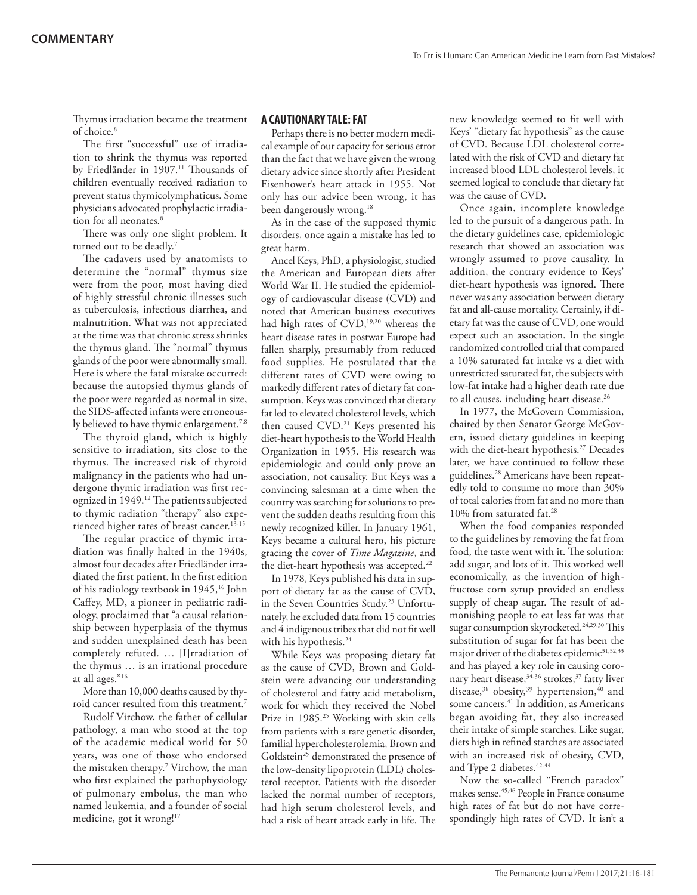Thymus irradiation became the treatment of choice.[8]

The first "successful" use of irradiation to shrink the thymus was reported by Friedländer in 1907.[11] Thousands of children eventually received radiation to prevent status thymicolymphaticus. Some physicians advocated prophylactic irradiation for all neonates.[8]

There was only one slight problem. It turned out to be deadly.[7]

The cadavers used by anatomists to determine the "normal" thymus size were from the poor, most having died of highly stressful chronic illnesses such as tuberculosis, infectious diarrhea, and malnutrition. What was not appreciated at the time was that chronic stress shrinks the thymus gland. The "normal" thymus glands of the poor were abnormally small. Here is where the fatal mistake occurred: because the autopsied thymus glands of the poor were regarded as normal in size, the SIDS-affected infants were erroneously believed to have thymic enlargement.[7,8]

The thyroid gland, which is highly sensitive to irradiation, sits close to the thymus. The increased risk of thyroid malignancy in the patients who had undergone thymic irradiation was first recognized in 1949.[12] The patients subjected to thymic radiation "therapy" also experienced higher rates of breast cancer.[13-15]

The regular practice of thymic irradiation was finally halted in the 1940s, almost four decades after Friedländer irradiated the first patient. In the first edition of his radiology textbook in 1945,[16] John Caffey, MD, a pioneer in pediatric radiology, proclaimed that "a causal relationship between hyperplasia of the thymus and sudden unexplained death has been completely refuted. … [I]rradiation of the thymus … is an irrational procedure at all ages."[16]

More than 10,000 deaths caused by thyroid cancer resulted from this treatment.[7]

Rudolf Virchow, the father of cellular pathology, a man who stood at the top of the academic medical world for 50 years, was one of those who endorsed the mistaken therapy.[7] Virchow, the man who first explained the pathophysiology of pulmonary embolus, the man who named leukemia, and a founder of social medicine, got it wrong![17]

## A CAUTIONARY TALE: FAT

Perhaps there is no better modern medical example of our capacity for serious error than the fact that we have given the wrong dietary advice since shortly after President Eisenhower's heart attack in 1955. Not only has our advice been wrong, it has been dangerously wrong.[18]

As in the case of the supposed thymic disorders, once again a mistake has led to great harm.

Ancel Keys, PhD, a physiologist, studied the American and European diets after World War II. He studied the epidemiology of cardiovascular disease (CVD) and noted that American business executives had high rates of CVD,[19,20] whereas the heart disease rates in postwar Europe had fallen sharply, presumably from reduced food supplies. He postulated that the different rates of CVD were owing to markedly different rates of dietary fat consumption. Keys was convinced that dietary fat led to elevated cholesterol levels, which then caused CVD.[21] Keys presented his diet-heart hypothesis to the World Health Organization in 1955. His research was epidemiologic and could only prove an association, not causality. But Keys was a convincing salesman at a time when the country was searching for solutions to prevent the sudden deaths resulting from this newly recognized killer. In January 1961, Keys became a cultural hero, his picture gracing the cover of *Time Magazine*, and the diet-heart hypothesis was accepted.[22]

In 1978, Keys published his data in support of dietary fat as the cause of CVD, in the Seven Countries Study.[23] Unfortunately, he excluded data from 15 countries and 4 indigenous tribes that did not fit well with his hypothesis.[24]

While Keys was proposing dietary fat as the cause of CVD, Brown and Goldstein were advancing our understanding of cholesterol and fatty acid metabolism, work for which they received the Nobel Prize in 1985.[25] Working with skin cells from patients with a rare genetic disorder, familial hypercholesterolemia, Brown and Goldstein[25] demonstrated the presence of the low-density lipoprotein (LDL) cholesterol receptor. Patients with the disorder lacked the normal number of receptors, had high serum cholesterol levels, and had a risk of heart attack early in life. The new knowledge seemed to fit well with Keys' "dietary fat hypothesis" as the cause of CVD. Because LDL cholesterol correlated with the risk of CVD and dietary fat increased blood LDL cholesterol levels, it seemed logical to conclude that dietary fat was the cause of CVD.

Once again, incomplete knowledge led to the pursuit of a dangerous path. In the dietary guidelines case, epidemiologic research that showed an association was wrongly assumed to prove causality. In addition, the contrary evidence to Keys' diet-heart hypothesis was ignored. There never was any association between dietary fat and all-cause mortality. Certainly, if dietary fat was the cause of CVD, one would expect such an association. In the single randomized controlled trial that compared a 10% saturated fat intake vs a diet with unrestricted saturated fat, the subjects with low-fat intake had a higher death rate due to all causes, including heart disease.[26]

In 1977, the McGovern Commission, chaired by then Senator George McGovern, issued dietary guidelines in keeping with the diet-heart hypothesis.[27] Decades later, we have continued to follow these guidelines.[28] Americans have been repeatedly told to consume no more than 30% of total calories from fat and no more than 10% from saturated fat.[28]

When the food companies responded to the guidelines by removing the fat from food, the taste went with it. The solution: add sugar, and lots of it. This worked well economically, as the invention of high-fructose corn syrup provided an endless supply of cheap sugar. The result of admonishing people to eat less fat was that sugar consumption skyrocketed.[24,29,30] This substitution of sugar for fat has been the major driver of the diabetes epidemic[31,32,33] and has played a key role in causing coronary heart disease,[34-36] strokes,[37] fatty liver disease,[38] obesity,[39] hypertension,[40] and some cancers.[41] In addition, as Americans began avoiding fat, they also increased their intake of simple starches. Like sugar, diets high in refined starches are associated with an increased risk of obesity, CVD, and Type 2 diabetes.[42-44]

Now the so-called "French paradox" makes sense.[45,46] People in France consume high rates of fat but do not have correspondingly high rates of CVD. It isn't a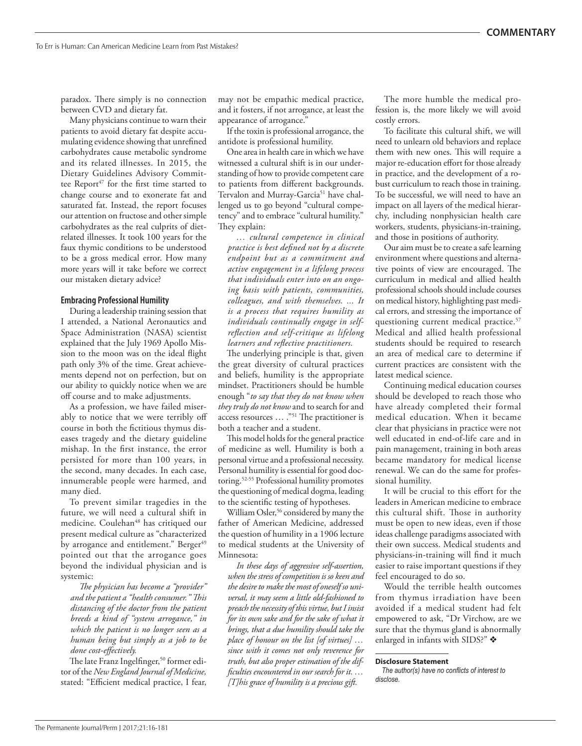paradox. There simply is no connection between CVD and dietary fat.

Many physicians continue to warn their patients to avoid dietary fat despite accumulating evidence showing that unrefined carbohydrates cause metabolic syndrome and its related illnesses. In 2015, the Dietary Guidelines Advisory Committee Report[47] for the first time started to change course and to exonerate fat and saturated fat. Instead, the report focuses our attention on fructose and other simple carbohydrates as the real culprits of diet-related illnesses. It took 100 years for the faux thymic conditions to be understood to be a gross medical error. How many more years will it take before we correct our mistaken dietary advice?

### Embracing Professional Humility

During a leadership training session that I attended, a National Aeronautics and Space Administration (NASA) scientist explained that the July 1969 Apollo Mission to the moon was on the ideal flight path only 3% of the time. Great achievements depend not on perfection, but on our ability to quickly notice when we are off course and to make adjustments.

As a profession, we have failed miserably to notice that we were terribly off course in both the fictitious thymus diseases tragedy and the dietary guideline mishap. In the first instance, the error persisted for more than 100 years, in the second, many decades. In each case, innumerable people were harmed, and many died.

To prevent similar tragedies in the future, we will need a cultural shift in medicine. Coulehan[48] has critiqued our present medical culture as "characterized by arrogance and entitlement." Berger[49] pointed out that the arrogance goes beyond the individual physician and is systemic:

> *The physician has become a "provider" and the patient a "health consumer." This distancing of the doctor from the patient breeds a kind of "system arrogance," in which the patient is no longer seen as a human being but simply as a job to be done cost-effectively.*

The late Franz Ingelfinger,[50] former editor of the *New England Journal of Medicine,* stated: "Efficient medical practice, I fear, may not be empathic medical practice, and it fosters, if not arrogance, at least the appearance of arrogance."

If the toxin is professional arrogance, the antidote is professional humility.

One area in health care in which we have witnessed a cultural shift is in our understanding of how to provide competent care to patients from different backgrounds. Tervalon and Murray-Garcia[51] have challenged us to go beyond "cultural competency" and to embrace "cultural humility." They explain:

> *… cultural competence in clinical practice is best defined not by a discrete endpoint but as a commitment and active engagement in a lifelong process that individuals enter into on an ongoing basis with patients, communities, colleagues, and with themselves. … It is a process that requires humility as individuals continually engage in self-reflection and self-critique as lifelong learners and reflective practitioners.*

The underlying principle is that, given the great diversity of cultural practices and beliefs, humility is the appropriate mindset. Practitioners should be humble enough "*to say that they do not know when they truly do not know* and to search for and access resources … ."[51] The practitioner is both a teacher and a student.

This model holds for the general practice of medicine as well. Humility is both a personal virtue and a professional necessity. Personal humility is essential for good doctoring.[52-55] Professional humility promotes the questioning of medical dogma, leading to the scientific testing of hypotheses.

William Osler,[56] considered by many the father of American Medicine, addressed the question of humility in a 1906 lecture to medical students at the University of Minnesota:

> *In these days of aggressive self-assertion, when the stress of competition is so keen and the desire to make the most of oneself so universal, it may seem a little old-fashioned to preach the necessity of this virtue, but I insist for its own sake and for the sake of what it brings, that a due humility should take the place of honour on the list [of virtues] … since with it comes not only reverence for truth, but also proper estimation of the difficulties encountered in our search for it. … [T]his grace of humility is a precious gift.*

The more humble the medical profession is, the more likely we will avoid costly errors.

To facilitate this cultural shift, we will need to unlearn old behaviors and replace them with new ones. This will require a major re-education effort for those already in practice, and the development of a robust curriculum to reach those in training. To be successful, we will need to have an impact on all layers of the medical hierarchy, including nonphysician health care workers, students, physicians-in-training, and those in positions of authority.

Our aim must be to create a safe learning environment where questions and alternative points of view are encouraged. The curriculum in medical and allied health professional schools should include courses on medical history, highlighting past medical errors, and stressing the importance of questioning current medical practice.[57] Medical and allied health professional students should be required to research an area of medical care to determine if current practices are consistent with the latest medical science.

Continuing medical education courses should be developed to reach those who have already completed their formal medical education. When it became clear that physicians in practice were not well educated in end-of-life care and in pain management, training in both areas became mandatory for medical license renewal. We can do the same for professional humility.

It will be crucial to this effort for the leaders in American medicine to embrace this cultural shift. Those in authority must be open to new ideas, even if those ideas challenge paradigms associated with their own success. Medical students and physicians-in-training will find it much easier to raise important questions if they feel encouraged to do so.

Would the terrible health outcomes from thymus irradiation have been avoided if a medical student had felt empowered to ask, "Dr Virchow, are we sure that the thymus gland is abnormally enlarged in infants with SIDS?" ❖

**Disclosure Statement**

*The author(s) have no conflicts of interest to disclose.*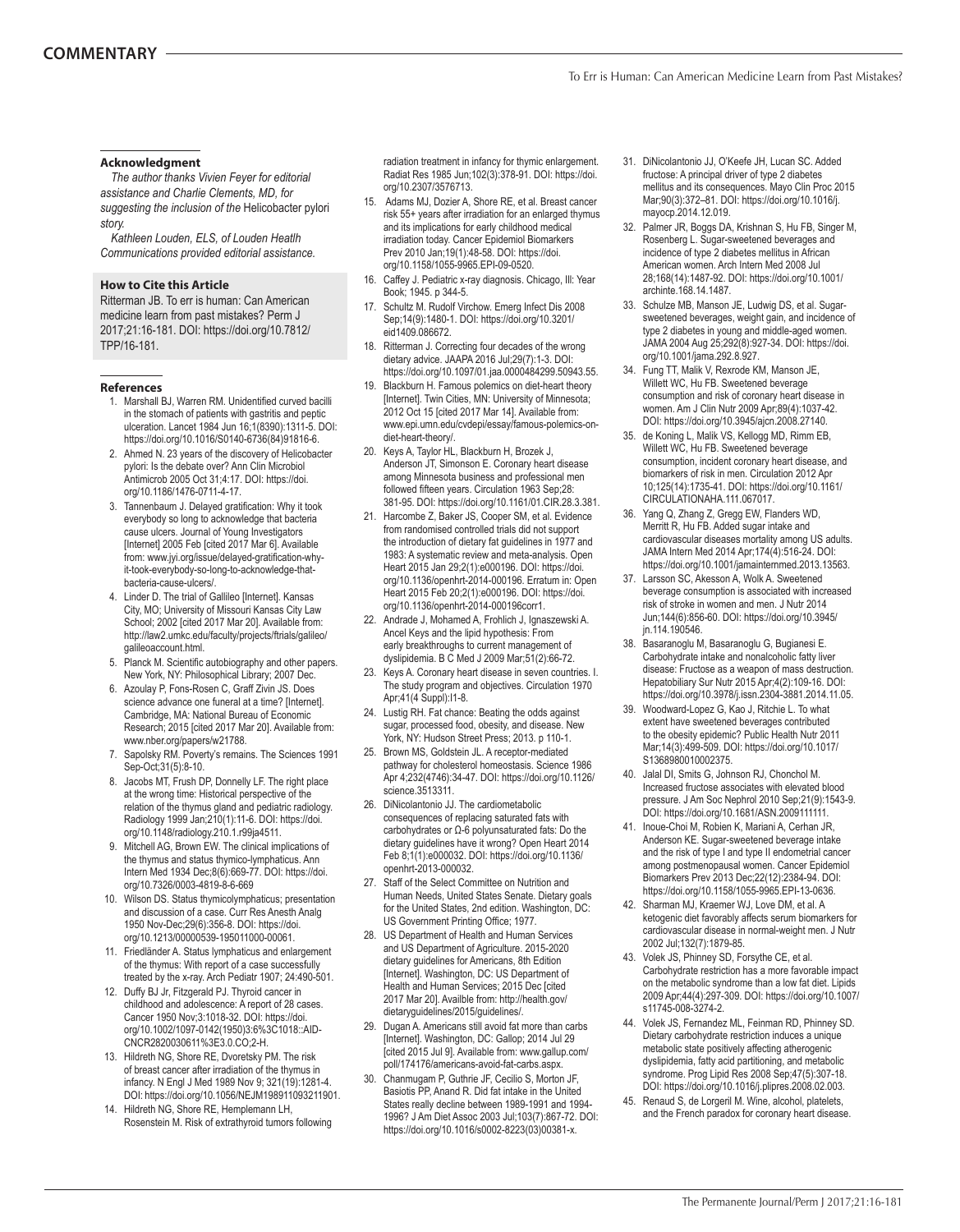### Acknowledgment

*The author thanks Vivien Feyer for editorial assistance and Charlie Clements, MD, for suggesting the inclusion of the* Helicobacter pylori *story.*

*Kathleen Louden, ELS, of Louden Heatlh Communications provided editorial assistance.*

### How to Cite this Article

Ritterman JB. To err is human: Can American medicine learn from past mistakes? Perm J 2017;21:16-181. DOI: https://doi.org/10.7812/TPP/16-181.

### References

1. Marshall BJ, Warren RM. Unidentified curved bacilli in the stomach of patients with gastritis and peptic ulceration. Lancet 1984 Jun 16;1(8390):1311-5. DOI: https://doi.org/10.1016/S0140-6736(84)91816-6.
2. Ahmed N. 23 years of the discovery of Helicobacter pylori: Is the debate over? Ann Clin Microbiol Antimicrob 2005 Oct 31;4:17. DOI: https://doi.org/10.1186/1476-0711-4-17.
3. Tannenbaum J. Delayed gratification: Why it took everybody so long to acknowledge that bacteria cause ulcers. Journal of Young Investigators [Internet] 2005 Feb [cited 2017 Mar 6]. Available from: www.jyi.org/issue/delayed-gratification-why-it-took-everybody-so-long-to-acknowledge-that-bacteria-cause-ulcers/.
4. Linder D. The trial of Gallileo [Internet]. Kansas City, MO; University of Missouri Kansas City Law School; 2002 [cited 2017 Mar 20]. Available from: http://law2.umkc.edu/faculty/projects/ftrials/galileo/galileoaccount.html.
5. Planck M. Scientific autobiography and other papers. New York, NY: Philosophical Library; 2007 Dec.
6. Azoulay P, Fons-Rosen C, Graff Zivin JS. Does science advance one funeral at a time? [Internet]. Cambridge, MA: National Bureau of Economic Research; 2015 [cited 2017 Mar 20]. Available from: www.nber.org/papers/w21788.
7. Sapolsky RM. Poverty's remains. The Sciences 1991 Sep-Oct;31(5):8-10.
8. Jacobs MT, Frush DP, Donnelly LF. The right place at the wrong time: Historical perspective of the relation of the thymus gland and pediatric radiology. Radiology 1999 Jan;210(1):11-6. DOI: https://doi.org/10.1148/radiology.210.1.r99ja4511.
9. Mitchell AG, Brown EW. The clinical implications of the thymus and status thymico-lymphaticus. Ann Intern Med 1934 Dec;8(6):669-77. DOI: https://doi.org/10.7326/0003-4819-8-6-669
10. Wilson DS. Status thymicolymphaticus; presentation and discussion of a case. Curr Res Anesth Analg 1950 Nov-Dec;29(6):356-8. DOI: https://doi.org/10.1213/00000539-195011000-00061.
11. Friedländer A. Status lymphaticus and enlargement of the thymus: With report of a case successfully treated by the x-ray. Arch Pediatr 1907; 24:490-501.
12. Duffy BJ Jr, Fitzgerald PJ. Thyroid cancer in childhood and adolescence: A report of 28 cases. Cancer 1950 Nov;3:1018-32. DOI: https://doi.org/10.1002/1097-0142(1950)3:6%3C1018::AID-CNCR2820030611%3E3.0.CO;2-H.
13. Hildreth NG, Shore RE, Dvoretsky PM. The risk of breast cancer after irradiation of the thymus in infancy. N Engl J Med 1989 Nov 9; 321(19):1281-4. DOI: https://doi.org/10.1056/NEJM198911093211901.
14. Hildreth NG, Shore RE, Hemplemann LH, Rosenstein M. Risk of extrathyroid tumors following radiation treatment in infancy for thymic enlargement. Radiat Res 1985 Jun;102(3):378-91. DOI: https://doi.org/10.2307/3576713.
15. Adams MJ, Dozier A, Shore RE, et al. Breast cancer risk 55+ years after irradiation for an enlarged thymus and its implications for early childhood medical irradiation today. Cancer Epidemiol Biomarkers Prev 2010 Jan;19(1):48-58. DOI: https://doi.org/10.1158/1055-9965.EPI-09-0520.
16. Caffey J. Pediatric x-ray diagnosis. Chicago, Ill: Year Book; 1945. p 344-5.
17. Schultz M. Rudolf Virchow. Emerg Infect Dis 2008 Sep;14(9):1480-1. DOI: https://doi.org/10.3201/eid1409.086672.
18. Ritterman J. Correcting four decades of the wrong dietary advice. JAAPA 2016 Jul;29(7):1-3. DOI: https://doi.org/10.1097/01.jaa.0000484299.50943.55.
19. Blackburn H. Famous polemics on diet-heart theory [Internet]. Twin Cities, MN: University of Minnesota; 2012 Oct 15 [cited 2017 Mar 14]. Available from: www.epi.umn.edu/cvdepi/essay/famous-polemics-on-diet-heart-theory/.
20. Keys A, Taylor HL, Blackburn H, Brozek J, Anderson JT, Simonson E. Coronary heart disease among Minnesota business and professional men followed fifteen years. Circulation 1963 Sep;28: 381-95. DOI: https://doi.org/10.1161/01.CIR.28.3.381.
21. Harcombe Z, Baker JS, Cooper SM, et al. Evidence from randomised controlled trials did not support the introduction of dietary fat guidelines in 1977 and 1983: A systematic review and meta-analysis. Open Heart 2015 Jan 29;2(1):e000196. DOI: https://doi.org/10.1136/openhrt-2014-000196. Erratum in: Open Heart 2015 Feb 20;2(1):e000196. DOI: https://doi.org/10.1136/openhrt-2014-000196corr1.
22. Andrade J, Mohamed A, Frohlich J, Ignaszewski A. Ancel Keys and the lipid hypothesis: From early breakthroughs to current management of dyslipidemia. B C Med J 2009 Mar;51(2):66-72.
23. Keys A. Coronary heart disease in seven countries. I. The study program and objectives. Circulation 1970 Apr;41(4 Suppl):I1-8.
24. Lustig RH. Fat chance: Beating the odds against sugar, processed food, obesity, and disease. New York, NY: Hudson Street Press; 2013. p 110-1.
25. Brown MS, Goldstein JL. A receptor-mediated pathway for cholesterol homeostasis. Science 1986 Apr 4;232(4746):34-47. DOI: https://doi.org/10.1126/science.3513311.
26. DiNicolantonio JJ. The cardiometabolic consequences of replacing saturated fats with carbohydrates or Ω-6 polyunsaturated fats: Do the dietary guidelines have it wrong? Open Heart 2014 Feb 8;1(1):e000032. DOI: https://doi.org/10.1136/openhrt-2013-000032.
27. Staff of the Select Committee on Nutrition and Human Needs, United States Senate. Dietary goals for the United States, 2nd edition. Washington, DC: US Government Printing Office; 1977.
28. US Department of Health and Human Services and US Department of Agriculture. 2015-2020 dietary guidelines for Americans, 8th Edition [Internet]. Washington, DC: US Department of Health and Human Services; 2015 Dec [cited 2017 Mar 20]. Availble from: http://health.gov/dietaryguidelines/2015/guidelines/.
29. Dugan A. Americans still avoid fat more than carbs [Internet]. Washington, DC: Gallop; 2014 Jul 29 [cited 2015 Jul 9]. Available from: www.gallup.com/poll/174176/americans-avoid-fat-carbs.aspx.
30. Chanmugam P, Guthrie JF, Cecilio S, Morton JF, Basiotis PP, Anand R. Did fat intake in the United States really decline between 1989-1991 and 1994-1996? J Am Diet Assoc 2003 Jul;103(7):867-72. DOI: https://doi.org/10.1016/s0002-8223(03)00381-x.
31. DiNicolantonio JJ, O'Keefe JH, Lucan SC. Added fructose: A principal driver of type 2 diabetes mellitus and its consequences. Mayo Clin Proc 2015 Mar;90(3):372–81. DOI: https://doi.org/10.1016/j.mayocp.2014.12.019.
32. Palmer JR, Boggs DA, Krishnan S, Hu FB, Singer M, Rosenberg L. Sugar-sweetened beverages and incidence of type 2 diabetes mellitus in African American women. Arch Intern Med 2008 Jul 28;168(14):1487-92. DOI: https://doi.org/10.1001/archinte.168.14.1487.
33. Schulze MB, Manson JE, Ludwig DS, et al. Sugar-sweetened beverages, weight gain, and incidence of type 2 diabetes in young and middle-aged women. JAMA 2004 Aug 25;292(8):927-34. DOI: https://doi.org/10.1001/jama.292.8.927.
34. Fung TT, Malik V, Rexrode KM, Manson JE, Willett WC, Hu FB. Sweetened beverage consumption and risk of coronary heart disease in women. Am J Clin Nutr 2009 Apr;89(4):1037-42. DOI: https://doi.org/10.3945/ajcn.2008.27140.
35. de Koning L, Malik VS, Kellogg MD, Rimm EB, Willett WC, Hu FB. Sweetened beverage consumption, incident coronary heart disease, and biomarkers of risk in men. Circulation 2012 Apr 10;125(14):1735-41. DOI: https://doi.org/10.1161/CIRCULATIONAHA.111.067017.
36. Yang Q, Zhang Z, Gregg EW, Flanders WD, Merritt R, Hu FB. Added sugar intake and cardiovascular diseases mortality among US adults. JAMA Intern Med 2014 Apr;174(4):516-24. DOI: https://doi.org/10.1001/jamainternmed.2013.13563.
37. Larsson SC, Akesson A, Wolk A. Sweetened beverage consumption is associated with increased risk of stroke in women and men. J Nutr 2014 Jun;144(6):856-60. DOI: https://doi.org/10.3945/jn.114.190546.
38. Basaranoglu M, Basaranoglu G, Bugianesi E. Carbohydrate intake and nonalcoholic fatty liver disease: Fructose as a weapon of mass destruction. Hepatobiliary Sur Nutr 2015 Apr;4(2):109-16. DOI: https://doi.org/10.3978/j.issn.2304-3881.2014.11.05.
39. Woodward-Lopez G, Kao J, Ritchie L. To what extent have sweetened beverages contributed to the obesity epidemic? Public Health Nutr 2011 Mar;14(3):499-509. DOI: https://doi.org/10.1017/S1368980010002375.
40. Jalal DI, Smits G, Johnson RJ, Chonchol M. Increased fructose associates with elevated blood pressure. J Am Soc Nephrol 2010 Sep;21(9):1543-9. DOI: https://doi.org/10.1681/ASN.2009111111.
41. Inoue-Choi M, Robien K, Mariani A, Cerhan JR, Anderson KE. Sugar-sweetened beverage intake and the risk of type I and type II endometrial cancer among postmenopausal women. Cancer Epidemiol Biomarkers Prev 2013 Dec;22(12):2384-94. DOI: https://doi.org/10.1158/1055-9965.EPI-13-0636.
42. Sharman MJ, Kraemer WJ, Love DM, et al. A ketogenic diet favorably affects serum biomarkers for cardiovascular disease in normal-weight men. J Nutr 2002 Jul;132(7):1879-85.
43. Volek JS, Phinney SD, Forsythe CE, et al. Carbohydrate restriction has a more favorable impact on the metabolic syndrome than a low fat diet. Lipids 2009 Apr;44(4):297-309. DOI: https://doi.org/10.1007/s11745-008-3274-2.
44. Volek JS, Fernandez ML, Feinman RD, Phinney SD. Dietary carbohydrate restriction induces a unique metabolic state positively affecting atherogenic dyslipidemia, fatty acid partitioning, and metabolic syndrome. Prog Lipid Res 2008 Sep;47(5):307-18. DOI: https://doi.org/10.1016/j.plipres.2008.02.003.
45. Renaud S, de Lorgeril M. Wine, alcohol, platelets, and the French paradox for coronary heart disease.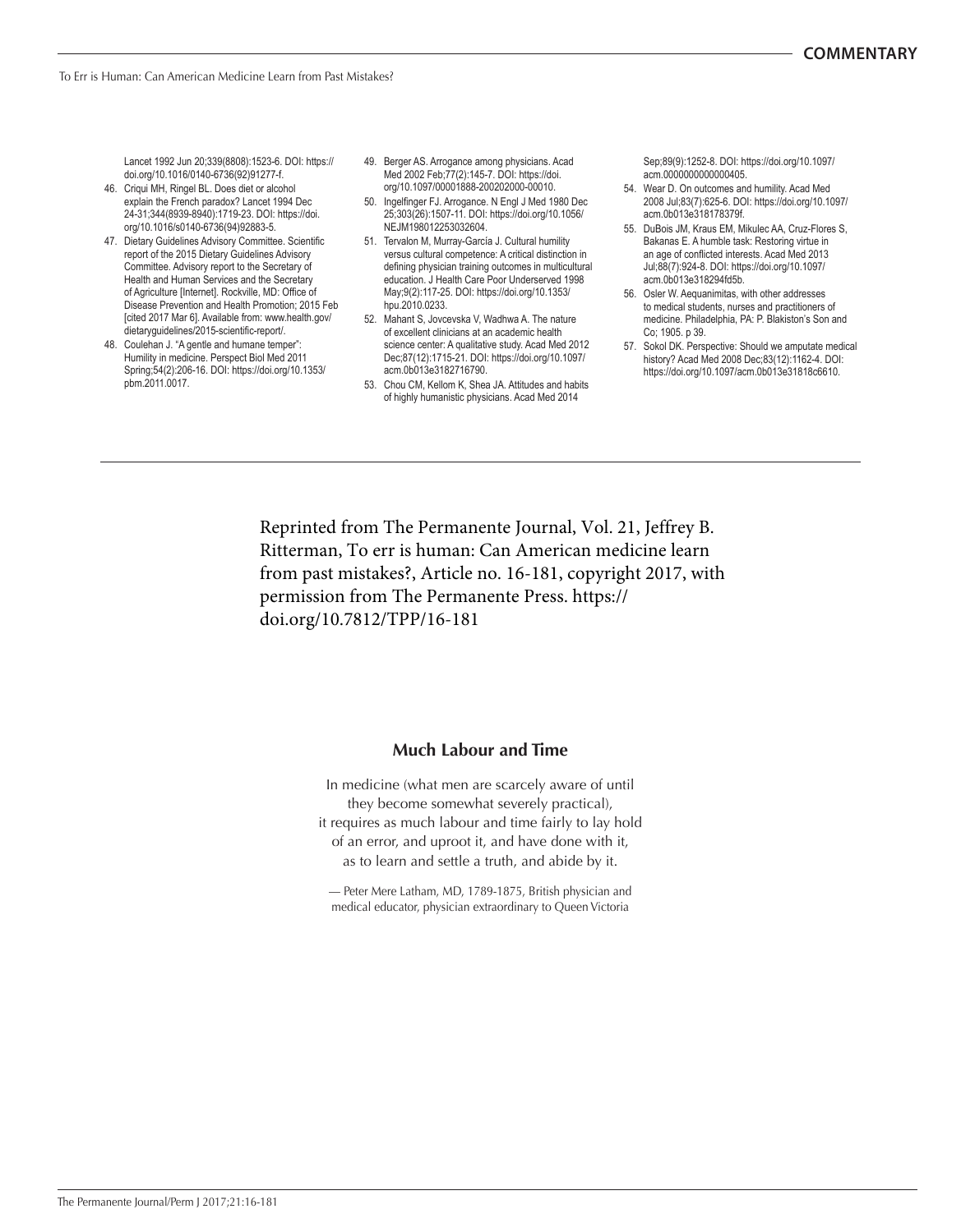Lancet 1992 Jun 20;339(8808):1523-6. DOI: https://doi.org/10.1016/0140-6736(92)91277-f.

46. Criqui MH, Ringel BL. Does diet or alcohol explain the French paradox? Lancet 1994 Dec 24-31;344(8939-8940):1719-23. DOI: https://doi.org/10.1016/s0140-6736(94)92883-5.
47. Dietary Guidelines Advisory Committee. Scientific report of the 2015 Dietary Guidelines Advisory Committee. Advisory report to the Secretary of Health and Human Services and the Secretary of Agriculture [Internet]. Rockville, MD: Office of Disease Prevention and Health Promotion; 2015 Feb [cited 2017 Mar 6]. Available from: www.health.gov/dietaryguidelines/2015-scientific-report/.
48. Coulehan J. "A gentle and humane temper": Humility in medicine. Perspect Biol Med 2011 Spring;54(2):206-16. DOI: https://doi.org/10.1353/pbm.2011.0017.
49. Berger AS. Arrogance among physicians. Acad Med 2002 Feb;77(2):145-7. DOI: https://doi.org/10.1097/00001888-200202000-00010.
50. Ingelfinger FJ. Arrogance. N Engl J Med 1980 Dec 25;303(26):1507-11. DOI: https://doi.org/10.1056/NEJM198012253032604.
51. Tervalon M, Murray-García J. Cultural humility versus cultural competence: A critical distinction in defining physician training outcomes in multicultural education. J Health Care Poor Underserved 1998 May;9(2):117-25. DOI: https://doi.org/10.1353/hpu.2010.0233.
52. Mahant S, Jovcevska V, Wadhwa A. The nature of excellent clinicians at an academic health science center: A qualitative study. Acad Med 2012 Dec;87(12):1715-21. DOI: https://doi.org/10.1097/acm.0b013e3182716790.
53. Chou CM, Kellom K, Shea JA. Attitudes and habits of highly humanistic physicians. Acad Med 2014 Sep;89(9):1252-8. DOI: https://doi.org/10.1097/acm.0000000000000405.
54. Wear D. On outcomes and humility. Acad Med 2008 Jul;83(7):625-6. DOI: https://doi.org/10.1097/acm.0b013e318178379f.
55. DuBois JM, Kraus EM, Mikulec AA, Cruz-Flores S, Bakanas E. A humble task: Restoring virtue in an age of conflicted interests. Acad Med 2013 Jul;88(7):924-8. DOI: https://doi.org/10.1097/acm.0b013e318294fd5b.
56. Osler W. Aequanimitas, with other addresses to medical students, nurses and practitioners of medicine. Philadelphia, PA: P. Blakiston's Son and Co; 1905. p 39.
57. Sokol DK. Perspective: Should we amputate medical history? Acad Med 2008 Dec;83(12):1162-4. DOI: https://doi.org/10.1097/acm.0b013e31818c6610.

---

Reprinted from The Permanente Journal, Vol. 21, Jeffrey B. Ritterman, To err is human: Can American medicine learn from past mistakes?, Article no. 16-181, copyright 2017, with permission from The Permanente Press. https://doi.org/10.7812/TPP/16-181

### Much Labour and Time

In medicine (what men are scarcely aware of until they become somewhat severely practical), it requires as much labour and time fairly to lay hold of an error, and uproot it, and have done with it, as to learn and settle a truth, and abide by it.

— Peter Mere Latham, MD, 1789-1875, British physician and medical educator, physician extraordinary to Queen Victoria